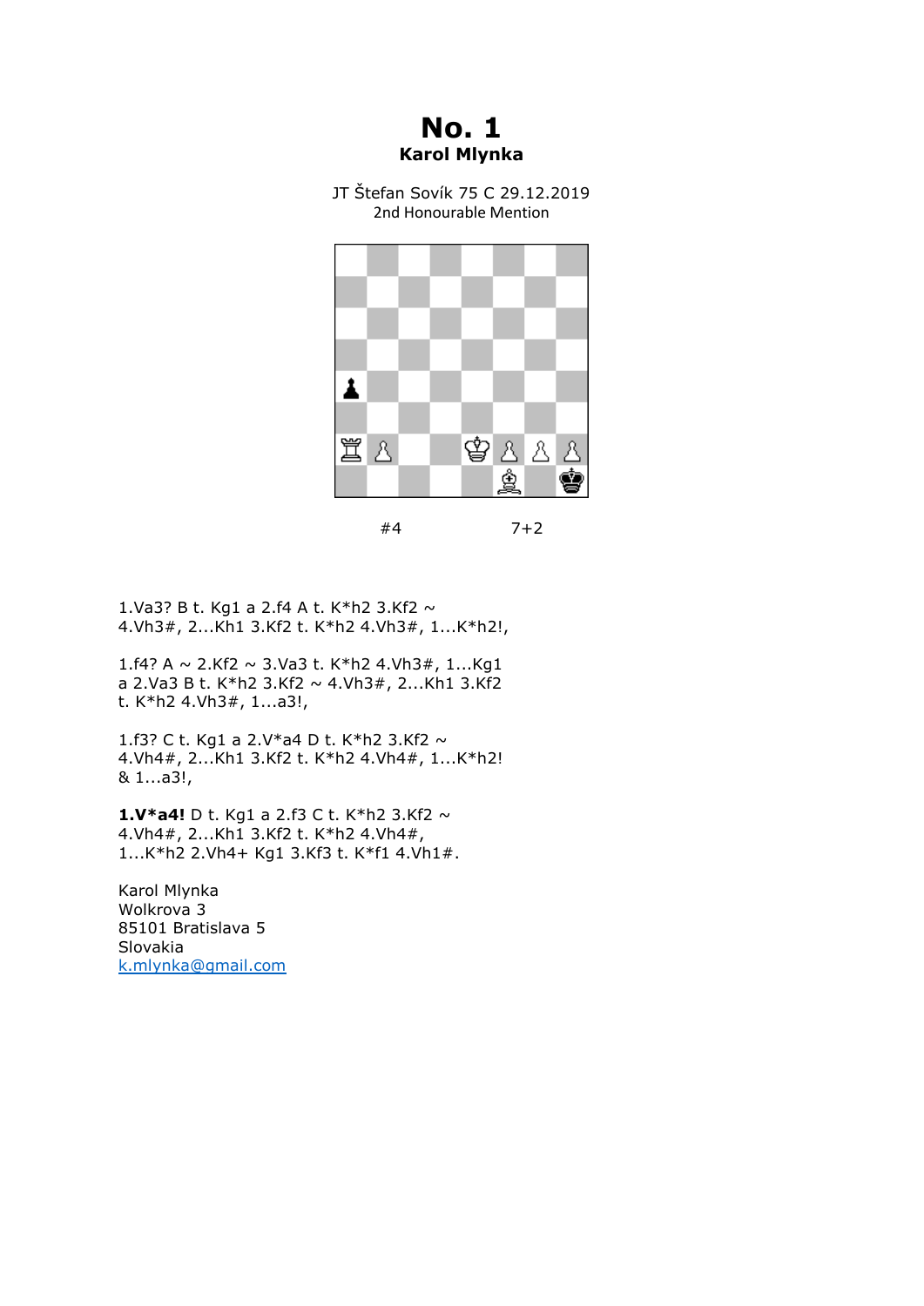# No. 1

**Karol Mlynka**

JT Štefan Sovík 75 C 29.12.2019
2nd Honourable Mention

#4 7+2

1.Va3? B t. Kg1 a 2.f4 A t. K*h2 3.Kf2 ~ 4.Vh3#, 2...Kh1 3.Kf2 t. K*h2 4.Vh3#, 1...K*h2!,

1.f4? A ~ 2.Kf2 ~ 3.Va3 t. K*h2 4.Vh3#, 1...Kg1 a 2.Va3 B t. K*h2 3.Kf2 ~ 4.Vh3#, 2...Kh1 3.Kf2 t. K*h2 4.Vh3#, 1...a3!,

1.f3? C t. Kg1 a 2.V*a4 D t. K*h2 3.Kf2 ~ 4.Vh4#, 2...Kh1 3.Kf2 t. K*h2 4.Vh4#, 1...K*h2! & 1...a3!,

**1.V*a4!** D t. Kg1 a 2.f3 C t. K*h2 3.Kf2 ~ 4.Vh4#, 2...Kh1 3.Kf2 t. K*h2 4.Vh4#, 1...K*h2 2.Vh4+ Kg1 3.Kf3 t. K*f1 4.Vh1#.

Karol Mlynka
Wolkrova 3
85101 Bratislava 5
Slovakia
k.mlynka@gmail.com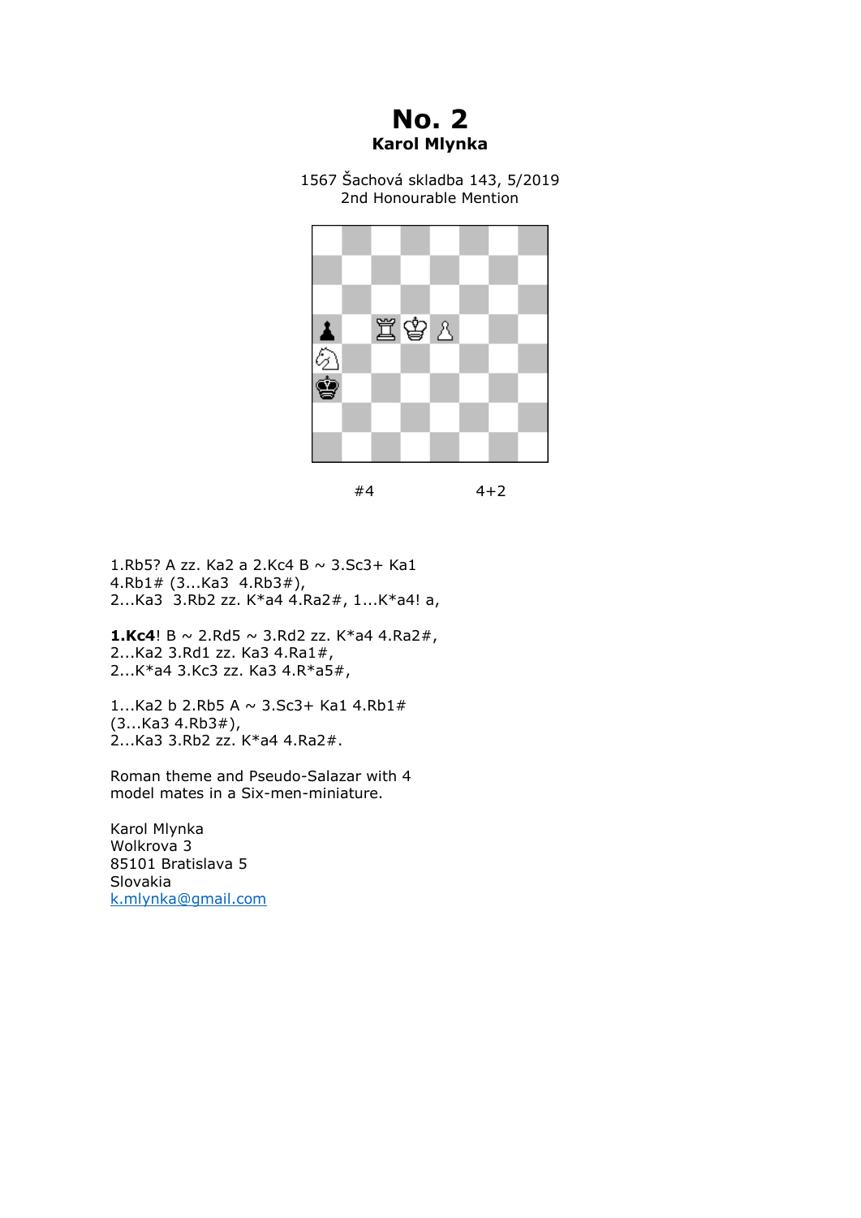# No. 2

**Karol Mlynka**

1567 Šachová skladba 143, 5/2019
2nd Honourable Mention

#4 4+2

1.Rb5? A zz. Ka2 a 2.Kc4 B ~ 3.Sc3+ Ka1 4.Rb1# (3...Ka3 4.Rb3#),
2...Ka3 3.Rb2 zz. K*a4 4.Ra2#, 1...K*a4! a,

**1.Kc4**! B ~ 2.Rd5 ~ 3.Rd2 zz. K*a4 4.Ra2#,
2...Ka2 3.Rd1 zz. Ka3 4.Ra1#,
2...K*a4 3.Kc3 zz. Ka3 4.R*a5#,

1...Ka2 b 2.Rb5 A ~ 3.Sc3+ Ka1 4.Rb1# (3...Ka3 4.Rb3#),
2...Ka3 3.Rb2 zz. K*a4 4.Ra2#.

Roman theme and Pseudo-Salazar with 4 model mates in a Six-men-miniature.

Karol Mlynka
Wolkrova 3
85101 Bratislava 5
Slovakia
k.mlynka@gmail.com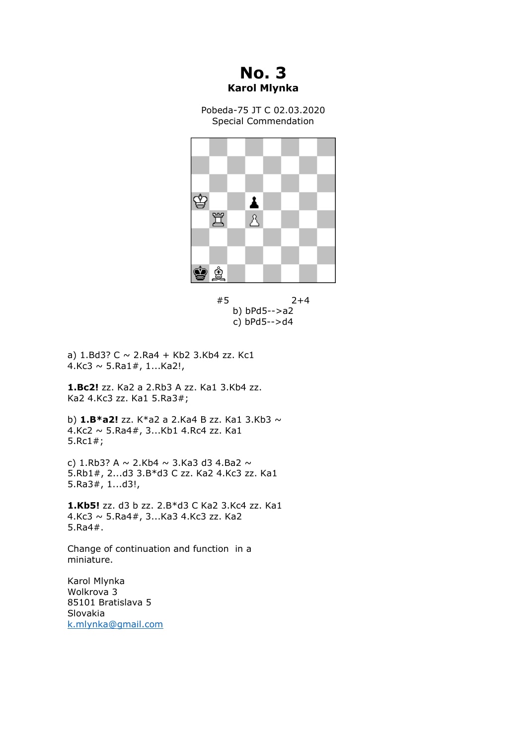# No. 3

**Karol Mlynka**

Pobeda-75 JT C 02.03.2020
Special Commendation

#5 2+4
b) bPd5-->a2
c) bPd5-->d4

a) 1.Bd3? C ~ 2.Ra4 + Kb2 3.Kb4 zz. Kc1 4.Kc3 ~ 5.Ra1#, 1...Ka2!,

**1.Bc2!** zz. Ka2 a 2.Rb3 A zz. Ka1 3.Kb4 zz. Ka2 4.Kc3 zz. Ka1 5.Ra3#;

b) **1.B*a2!** zz. K*a2 a 2.Ka4 B zz. Ka1 3.Kb3 ~ 4.Kc2 ~ 5.Ra4#, 3...Kb1 4.Rc4 zz. Ka1 5.Rc1#;

c) 1.Rb3? A ~ 2.Kb4 ~ 3.Ka3 d3 4.Ba2 ~ 5.Rb1#, 2...d3 3.B*d3 C zz. Ka2 4.Kc3 zz. Ka1 5.Ra3#, 1...d3!,

**1.Kb5!** zz. d3 b zz. 2.B*d3 C Ka2 3.Kc4 zz. Ka1 4.Kc3 ~ 5.Ra4#, 3...Ka3 4.Kc3 zz. Ka2 5.Ra4#.

Change of continuation and function in a miniature.

Karol Mlynka
Wolkrova 3
85101 Bratislava 5
Slovakia
k.mlynka@gmail.com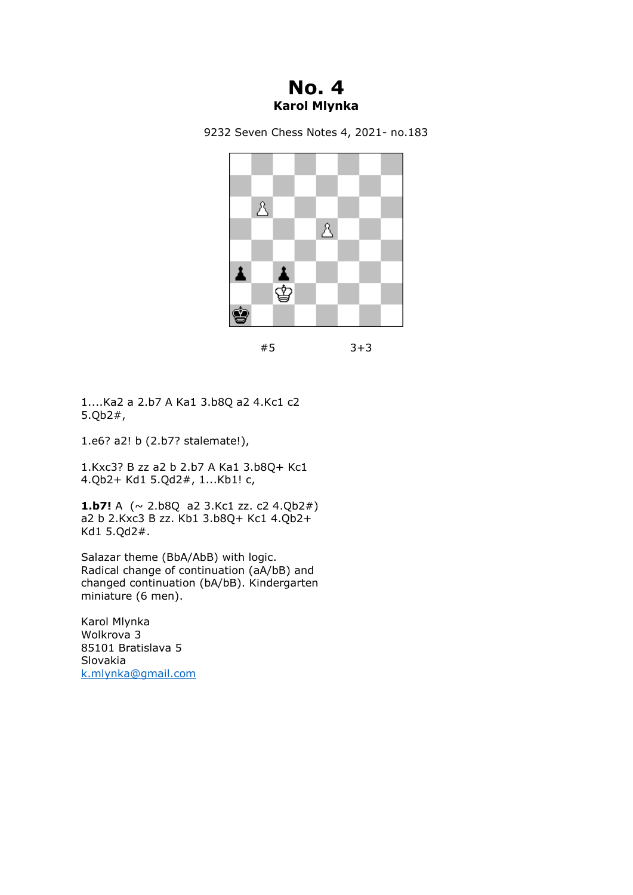# No. 4

**Karol Mlynka**

9232 Seven Chess Notes 4, 2021- no.183

#5 3+3

1....Ka2 a 2.b7 A Ka1 3.b8Q a2 4.Kc1 c2 5.Qb2#,

1.e6? a2! b (2.b7? stalemate!),

1.Kxc3? B zz a2 b 2.b7 A Ka1 3.b8Q+ Kc1 4.Qb2+ Kd1 5.Qd2#, 1...Kb1! c,

**1.b7!** A (~ 2.b8Q a2 3.Kc1 zz. c2 4.Qb2#) a2 b 2.Kxc3 B zz. Kb1 3.b8Q+ Kc1 4.Qb2+ Kd1 5.Qd2#.

Salazar theme (BbA/AbB) with logic. Radical change of continuation (aA/bB) and changed continuation (bA/bB). Kindergarten miniature (6 men).

Karol Mlynka
Wolkrova 3
85101 Bratislava 5
Slovakia
k.mlynka@gmail.com